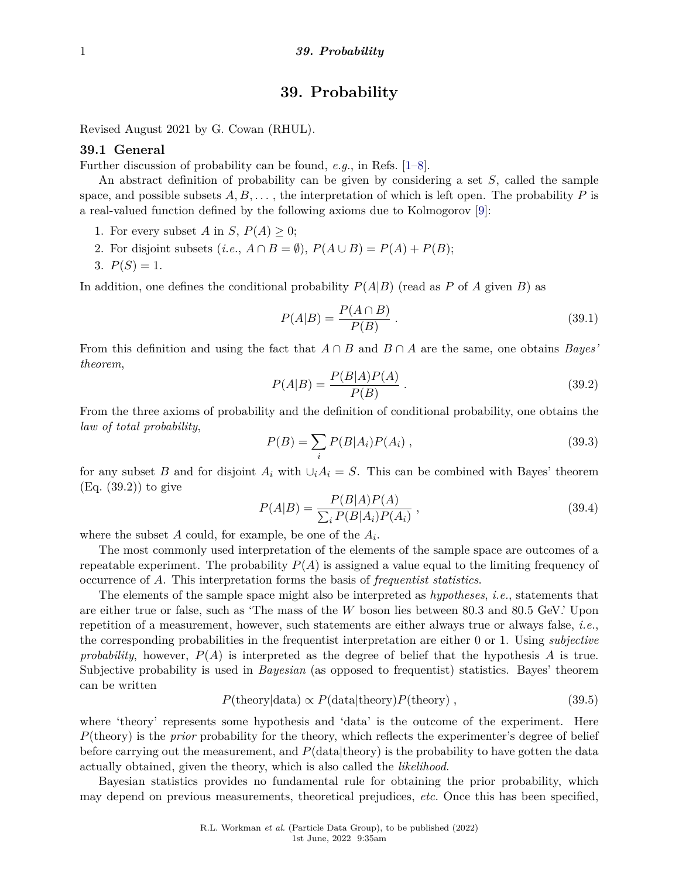# 39. Probability

Revised August 2021 by G. Cowan (RHUL).

## 39.1 General

Further discussion of probability can be found, *e.g.*, in Refs. [1–8].

An abstract definition of probability can be given by considering a set $S$, called the sample space, and possible subsets $A, B, \ldots$, the interpretation of which is left open. The probability $P$ is a real-valued function defined by the following axioms due to Kolmogorov [9]:

1. For every subset $A$ in $S$, $P(A) \geq 0$;
2. For disjoint subsets (*i.e.*, $A \cap B = \emptyset$), $P(A \cup B) = P(A) + P(B)$;
3. $P(S) = 1$.

In addition, one defines the conditional probability $P(A|B)$ (read as $P$ of $A$ given $B$) as

$$P(A|B) = \frac{P(A \cap B)}{P(B)} \; . \tag{39.1}$$

From this definition and using the fact that $A \cap B$ and $B \cap A$ are the same, one obtains *Bayes' theorem*,

$$P(A|B) = \frac{P(B|A)P(A)}{P(B)} \; . \tag{39.2}$$

From the three axioms of probability and the definition of conditional probability, one obtains the *law of total probability*,

$$P(B) = \sum_i P(B|A_i)P(A_i) \; , \tag{39.3}$$

for any subset $B$ and for disjoint $A_i$ with $\cup_i A_i = S$. This can be combined with Bayes' theorem (Eq. (39.2)) to give

$$P(A|B) = \frac{P(B|A)P(A)}{\sum_i P(B|A_i)P(A_i)} \; , \tag{39.4}$$

where the subset $A$ could, for example, be one of the $A_i$.

The most commonly used interpretation of the elements of the sample space are outcomes of a repeatable experiment. The probability $P(A)$ is assigned a value equal to the limiting frequency of occurrence of $A$. This interpretation forms the basis of *frequentist statistics*.

The elements of the sample space might also be interpreted as *hypotheses*, *i.e.*, statements that are either true or false, such as 'The mass of the $W$ boson lies between 80.3 and 80.5 GeV.' Upon repetition of a measurement, however, such statements are either always true or always false, *i.e.*, the corresponding probabilities in the frequentist interpretation are either 0 or 1. Using *subjective probability*, however, $P(A)$ is interpreted as the degree of belief that the hypothesis $A$ is true. Subjective probability is used in *Bayesian* (as opposed to frequentist) statistics. Bayes' theorem can be written

$$P(\text{theory}|\text{data}) \propto P(\text{data}|\text{theory})P(\text{theory}) \; , \tag{39.5}$$

where 'theory' represents some hypothesis and 'data' is the outcome of the experiment. Here $P(\text{theory})$ is the *prior* probability for the theory, which reflects the experimenter's degree of belief before carrying out the measurement, and $P(\text{data}|\text{theory})$ is the probability to have gotten the data actually obtained, given the theory, which is also called the *likelihood*.

Bayesian statistics provides no fundamental rule for obtaining the prior probability, which may depend on previous measurements, theoretical prejudices, *etc.* Once this has been specified,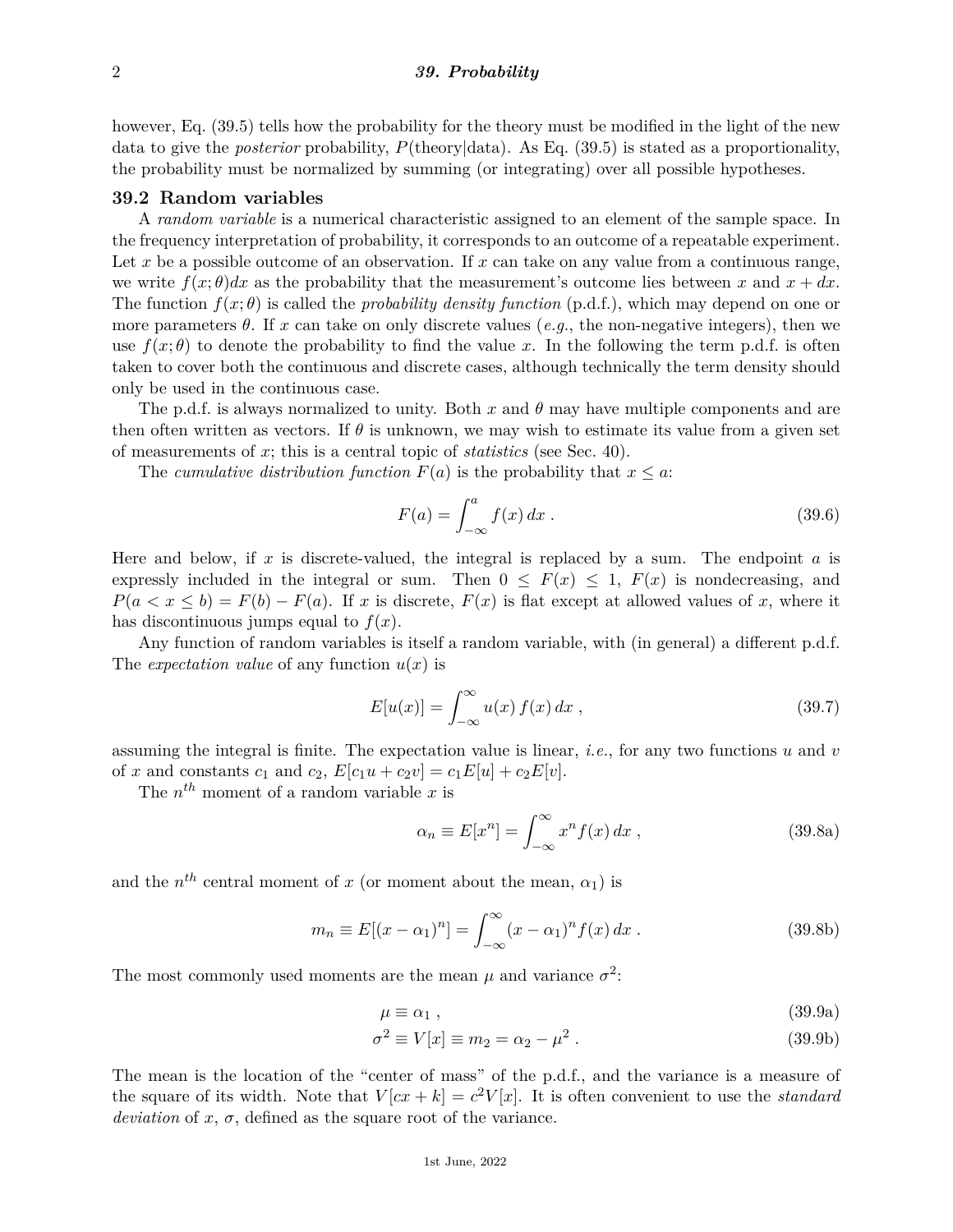however, Eq. (39.5) tells how the probability for the theory must be modified in the light of the new data to give the *posterior* probability, $P(\text{theory}|\text{data})$. As Eq. (39.5) is stated as a proportionality, the probability must be normalized by summing (or integrating) over all possible hypotheses.

## 39.2 Random variables

A *random variable* is a numerical characteristic assigned to an element of the sample space. In the frequency interpretation of probability, it corresponds to an outcome of a repeatable experiment. Let $x$ be a possible outcome of an observation. If $x$ can take on any value from a continuous range, we write $f(x;\theta)dx$ as the probability that the measurement's outcome lies between $x$ and $x + dx$. The function $f(x;\theta)$ is called the *probability density function* (p.d.f.), which may depend on one or more parameters $\theta$. If $x$ can take on only discrete values (*e.g.*, the non-negative integers), then we use $f(x;\theta)$ to denote the probability to find the value $x$. In the following the term p.d.f. is often taken to cover both the continuous and discrete cases, although technically the term density should only be used in the continuous case.

The p.d.f. is always normalized to unity. Both $x$ and $\theta$ may have multiple components and are then often written as vectors. If $\theta$ is unknown, we may wish to estimate its value from a given set of measurements of $x$; this is a central topic of *statistics* (see Sec. 40).

The *cumulative distribution function* $F(a)$ is the probability that $x \leq a$:

$$F(a) = \int_{-\infty}^{a} f(x)\, dx \; . \tag{39.6}$$

Here and below, if $x$ is discrete-valued, the integral is replaced by a sum. The endpoint $a$ is expressly included in the integral or sum. Then $0 \leq F(x) \leq 1$, $F(x)$ is nondecreasing, and $P(a < x \leq b) = F(b) - F(a)$. If $x$ is discrete, $F(x)$ is flat except at allowed values of $x$, where it has discontinuous jumps equal to $f(x)$.

Any function of random variables is itself a random variable, with (in general) a different p.d.f. The *expectation value* of any function $u(x)$ is

$$E[u(x)] = \int_{-\infty}^{\infty} u(x)\, f(x)\, dx \; , \tag{39.7}$$

assuming the integral is finite. The expectation value is linear, *i.e.*, for any two functions $u$ and $v$ of $x$ and constants $c_1$ and $c_2$, $E[c_1 u + c_2 v] = c_1 E[u] + c_2 E[v]$.

The $n^{th}$ moment of a random variable $x$ is

$$\alpha_n \equiv E[x^n] = \int_{-\infty}^{\infty} x^n f(x)\, dx \; , \tag{39.8a}$$

and the $n^{th}$ central moment of $x$ (or moment about the mean, $\alpha_1$) is

$$m_n \equiv E[(x - \alpha_1)^n] = \int_{-\infty}^{\infty} (x - \alpha_1)^n f(x)\, dx \; . \tag{39.8b}$$

The most commonly used moments are the mean $\mu$ and variance $\sigma^2$:

$$\mu \equiv \alpha_1 \; , \tag{39.9a}$$

$$\sigma^2 \equiv V[x] \equiv m_2 = \alpha_2 - \mu^2 \; . \tag{39.9b}$$

The mean is the location of the "center of mass" of the p.d.f., and the variance is a measure of the square of its width. Note that $V[cx + k] = c^2 V[x]$. It is often convenient to use the *standard deviation* of $x$, $\sigma$, defined as the square root of the variance.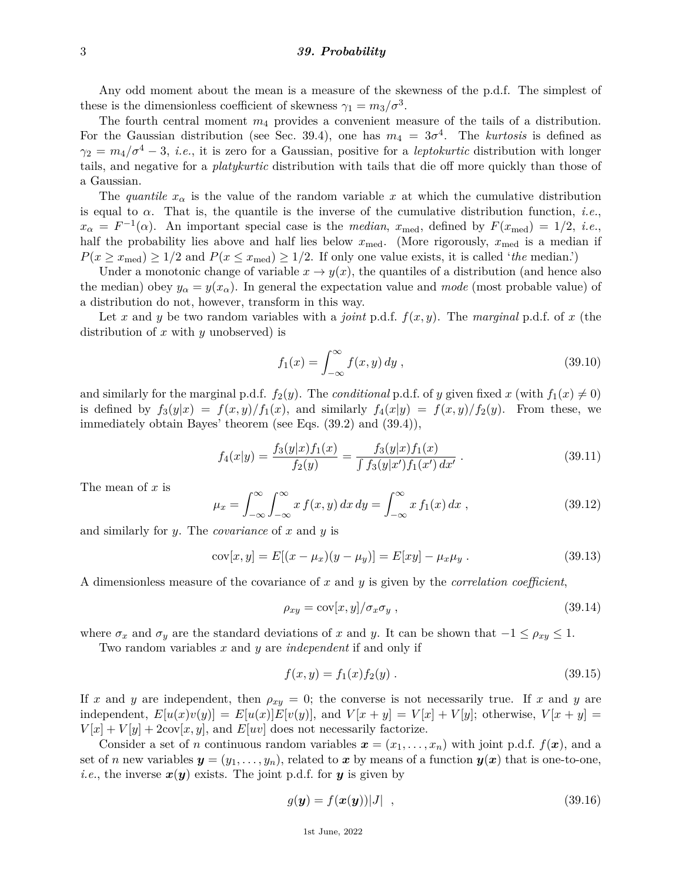Any odd moment about the mean is a measure of the skewness of the p.d.f. The simplest of these is the dimensionless coefficient of skewness $\gamma_1 = m_3/\sigma^3$.

The fourth central moment $m_4$ provides a convenient measure of the tails of a distribution. For the Gaussian distribution (see Sec. 39.4), one has $m_4 = 3\sigma^4$. The *kurtosis* is defined as $\gamma_2 = m_4/\sigma^4 - 3$, *i.e.*, it is zero for a Gaussian, positive for a *leptokurtic* distribution with longer tails, and negative for a *platykurtic* distribution with tails that die off more quickly than those of a Gaussian.

The *quantile* $x_\alpha$ is the value of the random variable $x$ at which the cumulative distribution is equal to $\alpha$. That is, the quantile is the inverse of the cumulative distribution function, *i.e.*, $x_\alpha = F^{-1}(\alpha)$. An important special case is the *median*, $x_{\text{med}}$, defined by $F(x_{\text{med}}) = 1/2$, *i.e.*, half the probability lies above and half lies below $x_{\text{med}}$. (More rigorously, $x_{\text{med}}$ is a median if $P(x \geq x_{\text{med}}) \geq 1/2$ and $P(x \leq x_{\text{med}}) \geq 1/2$. If only one value exists, it is called '*the* median.')

Under a monotonic change of variable $x \to y(x)$, the quantiles of a distribution (and hence also the median) obey $y_\alpha = y(x_\alpha)$. In general the expectation value and *mode* (most probable value) of a distribution do not, however, transform in this way.

Let $x$ and $y$ be two random variables with a *joint* p.d.f. $f(x, y)$. The *marginal* p.d.f. of $x$ (the distribution of $x$ with $y$ unobserved) is

$$f_1(x) = \int_{-\infty}^{\infty} f(x, y)\, dy \;, \tag{39.10}$$

and similarly for the marginal p.d.f. $f_2(y)$. The *conditional* p.d.f. of $y$ given fixed $x$ (with $f_1(x) \neq 0$) is defined by $f_3(y|x) = f(x, y)/f_1(x)$, and similarly $f_4(x|y) = f(x, y)/f_2(y)$. From these, we immediately obtain Bayes' theorem (see Eqs. (39.2) and (39.4)),

$$f_4(x|y) = \frac{f_3(y|x) f_1(x)}{f_2(y)} = \frac{f_3(y|x) f_1(x)}{\int f_3(y|x') f_1(x')\, dx'} \;. \tag{39.11}$$

The mean of $x$ is

$$\mu_x = \int_{-\infty}^{\infty} \int_{-\infty}^{\infty} x\, f(x, y)\, dx\, dy = \int_{-\infty}^{\infty} x\, f_1(x)\, dx \;, \tag{39.12}$$

and similarly for $y$. The *covariance* of $x$ and $y$ is

$$\text{cov}[x, y] = E[(x - \mu_x)(y - \mu_y)] = E[xy] - \mu_x \mu_y \;. \tag{39.13}$$

A dimensionless measure of the covariance of $x$ and $y$ is given by the *correlation coefficient*,

$$\rho_{xy} = \text{cov}[x, y]/\sigma_x \sigma_y \;, \tag{39.14}$$

where $\sigma_x$ and $\sigma_y$ are the standard deviations of $x$ and $y$. It can be shown that $-1 \leq \rho_{xy} \leq 1$.

Two random variables $x$ and $y$ are *independent* if and only if

$$f(x, y) = f_1(x) f_2(y) \;. \tag{39.15}$$

If $x$ and $y$ are independent, then $\rho_{xy} = 0$; the converse is not necessarily true. If $x$ and $y$ are independent, $E[u(x)v(y)] = E[u(x)]E[v(y)]$, and $V[x + y] = V[x] + V[y]$; otherwise, $V[x + y] = V[x] + V[y] + 2\text{cov}[x, y]$, and $E[uv]$ does not necessarily factorize.

Consider a set of $n$ continuous random variables $\boldsymbol{x} = (x_1, \ldots, x_n)$ with joint p.d.f. $f(\boldsymbol{x})$, and a set of $n$ new variables $\boldsymbol{y} = (y_1, \ldots, y_n)$, related to $\boldsymbol{x}$ by means of a function $\boldsymbol{y}(\boldsymbol{x})$ that is one-to-one, *i.e.*, the inverse $\boldsymbol{x}(\boldsymbol{y})$ exists. The joint p.d.f. for $\boldsymbol{y}$ is given by

$$g(\boldsymbol{y}) = f(\boldsymbol{x}(\boldsymbol{y}))|J| \;\;, \tag{39.16}$$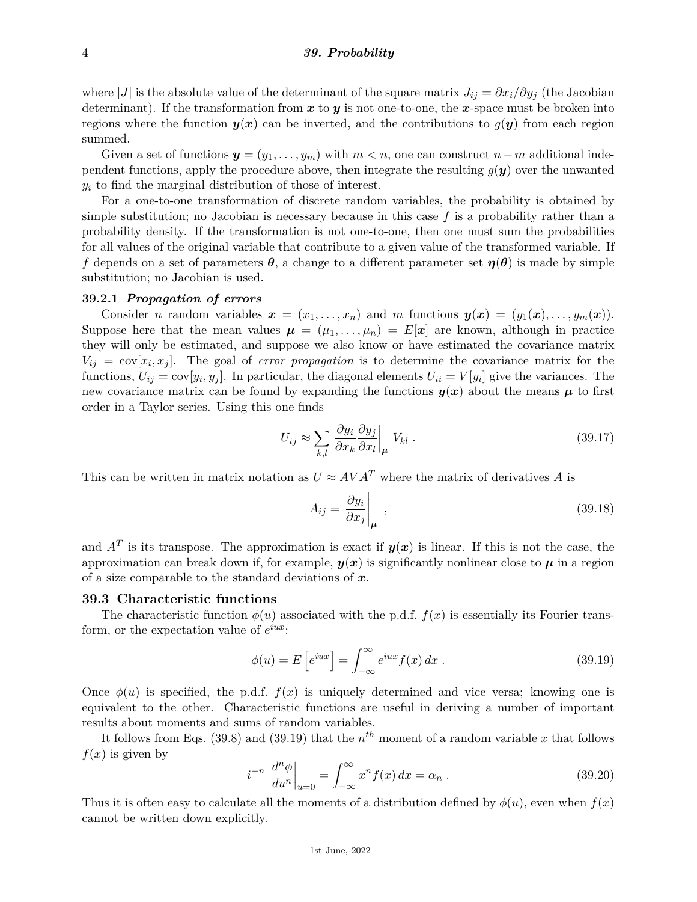where $|J|$ is the absolute value of the determinant of the square matrix $J_{ij} = \partial x_i / \partial y_j$ (the Jacobian determinant). If the transformation from $\boldsymbol{x}$ to $\boldsymbol{y}$ is not one-to-one, the $\boldsymbol{x}$-space must be broken into regions where the function $\boldsymbol{y}(\boldsymbol{x})$ can be inverted, and the contributions to $g(\boldsymbol{y})$ from each region summed.

Given a set of functions $\boldsymbol{y} = (y_1, \ldots, y_m)$ with $m < n$, one can construct $n - m$ additional independent functions, apply the procedure above, then integrate the resulting $g(\boldsymbol{y})$ over the unwanted $y_i$ to find the marginal distribution of those of interest.

For a one-to-one transformation of discrete random variables, the probability is obtained by simple substitution; no Jacobian is necessary because in this case $f$ is a probability rather than a probability density. If the transformation is not one-to-one, then one must sum the probabilities for all values of the original variable that contribute to a given value of the transformed variable. If $f$ depends on a set of parameters $\boldsymbol{\theta}$, a change to a different parameter set $\boldsymbol{\eta}(\boldsymbol{\theta})$ is made by simple substitution; no Jacobian is used.

### 39.2.1 *Propagation of errors*

Consider $n$ random variables $\boldsymbol{x} = (x_1, \ldots, x_n)$ and $m$ functions $\boldsymbol{y}(\boldsymbol{x}) = (y_1(\boldsymbol{x}), \ldots, y_m(\boldsymbol{x}))$. Suppose here that the mean values $\boldsymbol{\mu} = (\mu_1, \ldots, \mu_n) = E[\boldsymbol{x}]$ are known, although in practice they will only be estimated, and suppose we also know or have estimated the covariance matrix $V_{ij} = \mathrm{cov}[x_i, x_j]$. The goal of *error propagation* is to determine the covariance matrix for the functions, $U_{ij} = \mathrm{cov}[y_i, y_j]$. In particular, the diagonal elements $U_{ii} = V[y_i]$ give the variances. The new covariance matrix can be found by expanding the functions $\boldsymbol{y}(\boldsymbol{x})$ about the means $\boldsymbol{\mu}$ to first order in a Taylor series. Using this one finds

$$U_{ij} \approx \sum_{k,l} \frac{\partial y_i}{\partial x_k} \frac{\partial y_j}{\partial x_l} \bigg|_{\boldsymbol{\mu}} V_{kl} \; . \tag{39.17}$$

This can be written in matrix notation as $U \approx AVA^T$ where the matrix of derivatives $A$ is

$$A_{ij} = \frac{\partial y_i}{\partial x_j} \bigg|_{\boldsymbol{\mu}} \; , \tag{39.18}$$

and $A^T$ is its transpose. The approximation is exact if $\boldsymbol{y}(\boldsymbol{x})$ is linear. If this is not the case, the approximation can break down if, for example, $\boldsymbol{y}(\boldsymbol{x})$ is significantly nonlinear close to $\boldsymbol{\mu}$ in a region of a size comparable to the standard deviations of $\boldsymbol{x}$.

## 39.3 Characteristic functions

The characteristic function $\phi(u)$ associated with the p.d.f. $f(x)$ is essentially its Fourier transform, or the expectation value of $e^{iux}$:

$$\phi(u) = E\left[e^{iux}\right] = \int_{-\infty}^{\infty} e^{iux} f(x)\, dx \; . \tag{39.19}$$

Once $\phi(u)$ is specified, the p.d.f. $f(x)$ is uniquely determined and vice versa; knowing one is equivalent to the other. Characteristic functions are useful in deriving a number of important results about moments and sums of random variables.

It follows from Eqs. (39.8) and (39.19) that the $n^{th}$ moment of a random variable $x$ that follows $f(x)$ is given by

$$i^{-n} \left. \frac{d^n \phi}{du^n} \right|_{u=0} = \int_{-\infty}^{\infty} x^n f(x)\, dx = \alpha_n \; . \tag{39.20}$$

Thus it is often easy to calculate all the moments of a distribution defined by $\phi(u)$, even when $f(x)$ cannot be written down explicitly.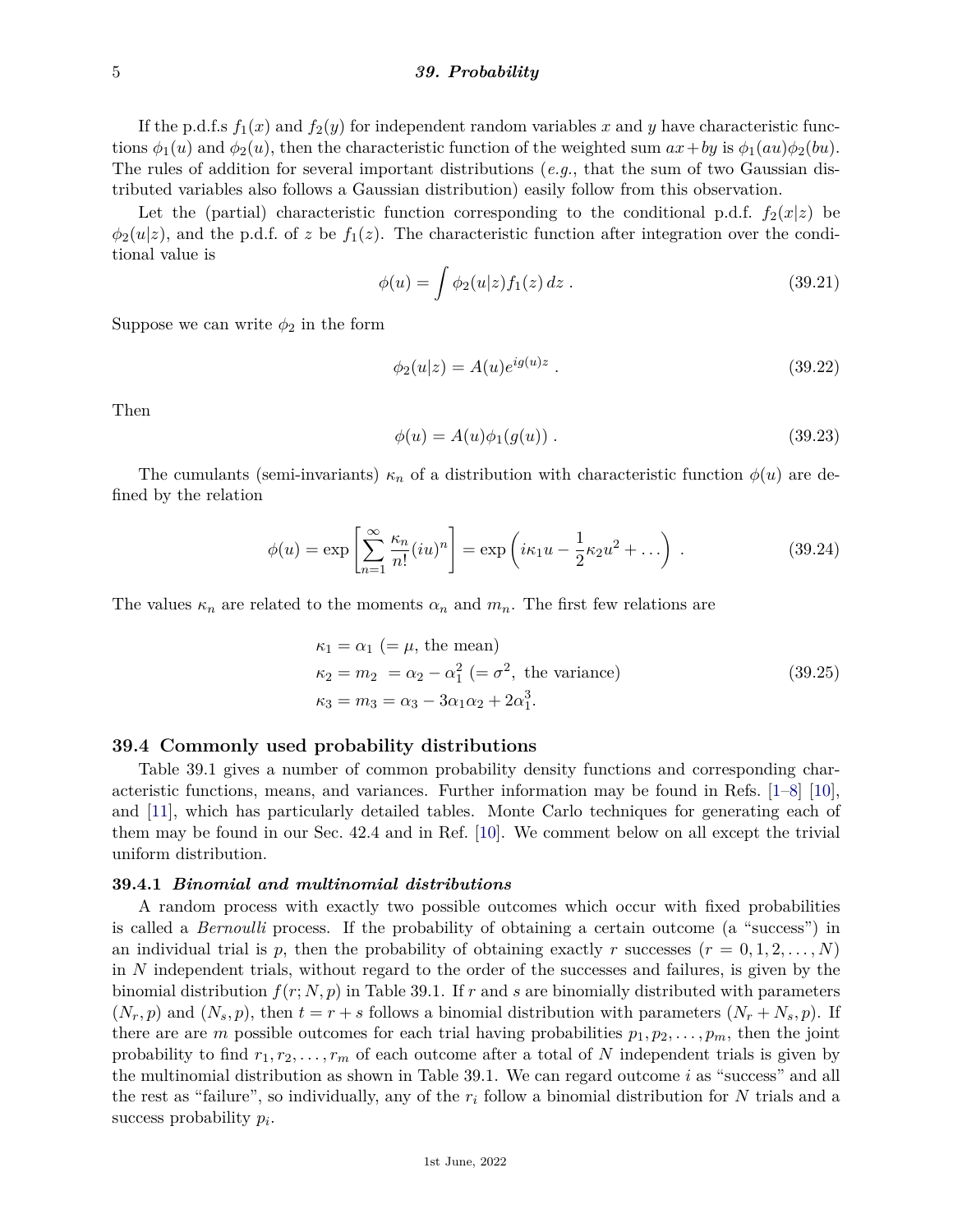If the p.d.f.s $f_1(x)$ and $f_2(y)$ for independent random variables $x$ and $y$ have characteristic functions $\phi_1(u)$ and $\phi_2(u)$, then the characteristic function of the weighted sum $ax+by$ is $\phi_1(au)\phi_2(bu)$. The rules of addition for several important distributions (*e.g.*, that the sum of two Gaussian distributed variables also follows a Gaussian distribution) easily follow from this observation.

Let the (partial) characteristic function corresponding to the conditional p.d.f. $f_2(x|z)$ be $\phi_2(u|z)$, and the p.d.f. of $z$ be $f_1(z)$. The characteristic function after integration over the conditional value is

$$\phi(u) = \int \phi_2(u|z) f_1(z)\, dz \; . \tag{39.21}$$

Suppose we can write $\phi_2$ in the form

$$\phi_2(u|z) = A(u) e^{ig(u)z} \; . \tag{39.22}$$

Then

$$\phi(u) = A(u)\phi_1(g(u)) \; . \tag{39.23}$$

The cumulants (semi-invariants) $\kappa_n$ of a distribution with characteristic function $\phi(u)$ are defined by the relation

$$\phi(u) = \exp\left[\sum_{n=1}^{\infty} \frac{\kappa_n}{n!}(iu)^n\right] = \exp\left(i\kappa_1 u - \frac{1}{2}\kappa_2 u^2 + \ldots\right) \; . \tag{39.24}$$

The values $\kappa_n$ are related to the moments $\alpha_n$ and $m_n$. The first few relations are

$$\begin{aligned}
&\kappa_1 = \alpha_1 \; (= \mu, \text{ the mean}) \\
&\kappa_2 = m_2 \; = \alpha_2 - \alpha_1^2 \; (= \sigma^2, \text{ the variance}) \\
&\kappa_3 = m_3 = \alpha_3 - 3\alpha_1\alpha_2 + 2\alpha_1^3.
\end{aligned} \tag{39.25}$$

## 39.4 Commonly used probability distributions

Table 39.1 gives a number of common probability density functions and corresponding characteristic functions, means, and variances. Further information may be found in Refs. [1–8] [10], and [11], which has particularly detailed tables. Monte Carlo techniques for generating each of them may be found in our Sec. 42.4 and in Ref. [10]. We comment below on all except the trivial uniform distribution.

### 39.4.1 *Binomial and multinomial distributions*

A random process with exactly two possible outcomes which occur with fixed probabilities is called a *Bernoulli* process. If the probability of obtaining a certain outcome (a "success") in an individual trial is $p$, then the probability of obtaining exactly $r$ successes ($r = 0, 1, 2, \ldots, N$) in $N$ independent trials, without regard to the order of the successes and failures, is given by the binomial distribution $f(r; N, p)$ in Table 39.1. If $r$ and $s$ are binomially distributed with parameters $(N_r, p)$ and $(N_s, p)$, then $t = r + s$ follows a binomial distribution with parameters $(N_r + N_s, p)$. If there are are $m$ possible outcomes for each trial having probabilities $p_1, p_2, \ldots, p_m$, then the joint probability to find $r_1, r_2, \ldots, r_m$ of each outcome after a total of $N$ independent trials is given by the multinomial distribution as shown in Table 39.1. We can regard outcome $i$ as "success" and all the rest as "failure", so individually, any of the $r_i$ follow a binomial distribution for $N$ trials and a success probability $p_i$.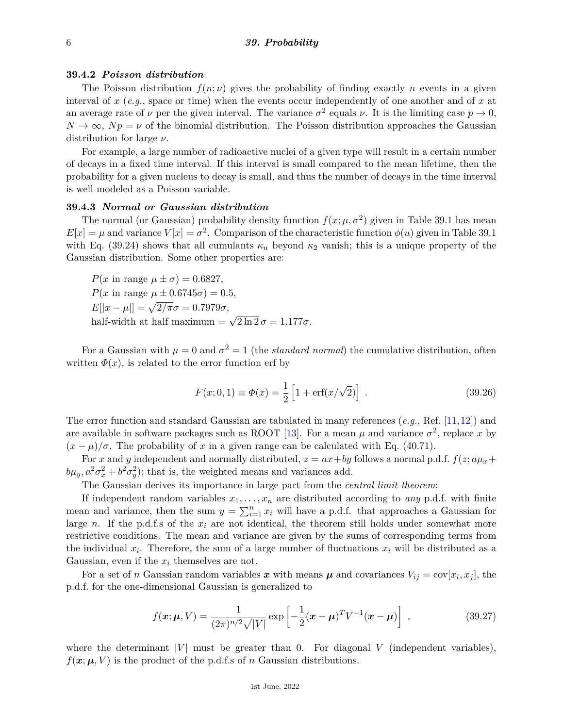### 39.4.2 *Poisson distribution*

The Poisson distribution $f(n;\nu)$ gives the probability of finding exactly $n$ events in a given interval of $x$ (*e.g.*, space or time) when the events occur independently of one another and of $x$ at an average rate of $\nu$ per the given interval. The variance $\sigma^2$ equals $\nu$. It is the limiting case $p \to 0$, $N \to \infty$, $Np = \nu$ of the binomial distribution. The Poisson distribution approaches the Gaussian distribution for large $\nu$.

For example, a large number of radioactive nuclei of a given type will result in a certain number of decays in a fixed time interval. If this interval is small compared to the mean lifetime, then the probability for a given nucleus to decay is small, and thus the number of decays in the time interval is well modeled as a Poisson variable.

### 39.4.3 *Normal or Gaussian distribution*

The normal (or Gaussian) probability density function $f(x;\mu,\sigma^2)$ given in Table 39.1 has mean $E[x] = \mu$ and variance $V[x] = \sigma^2$. Comparison of the characteristic function $\phi(u)$ given in Table 39.1 with Eq. (39.24) shows that all cumulants $\kappa_n$ beyond $\kappa_2$ vanish; this is a unique property of the Gaussian distribution. Some other properties are:

$P(x \text{ in range } \mu \pm \sigma) = 0.6827,$
$P(x \text{ in range } \mu \pm 0.6745\sigma) = 0.5,$
$E[|x-\mu|] = \sqrt{2/\pi}\sigma = 0.7979\sigma,$
$\text{half-width at half maximum} = \sqrt{2\ln 2}\,\sigma = 1.177\sigma.$

For a Gaussian with $\mu = 0$ and $\sigma^2 = 1$ (the *standard normal*) the cumulative distribution, often written $\Phi(x)$, is related to the error function erf by

$$F(x;0,1) \equiv \Phi(x) = \frac{1}{2}\left[1 + \text{erf}(x/\sqrt{2})\right] \ . \tag{39.26}$$

The error function and standard Gaussian are tabulated in many references (*e.g.*, Ref. [11,12]) and are available in software packages such as ROOT [13]. For a mean $\mu$ and variance $\sigma^2$, replace $x$ by $(x-\mu)/\sigma$. The probability of $x$ in a given range can be calculated with Eq. (40.71).

For $x$ and $y$ independent and normally distributed, $z = ax + by$ follows a normal p.d.f. $f(z; a\mu_x + b\mu_y, a^2\sigma_x^2 + b^2\sigma_y^2)$; that is, the weighted means and variances add.

The Gaussian derives its importance in large part from the *central limit theorem*:

If independent random variables $x_1, \ldots, x_n$ are distributed according to *any* p.d.f. with finite mean and variance, then the sum $y = \sum_{i=1}^{n} x_i$ will have a p.d.f. that approaches a Gaussian for large $n$. If the p.d.f.s of the $x_i$ are not identical, the theorem still holds under somewhat more restrictive conditions. The mean and variance are given by the sums of corresponding terms from the individual $x_i$. Therefore, the sum of a large number of fluctuations $x_i$ will be distributed as a Gaussian, even if the $x_i$ themselves are not.

For a set of $n$ Gaussian random variables $\boldsymbol{x}$ with means $\boldsymbol{\mu}$ and covariances $V_{ij} = \text{cov}[x_i, x_j]$, the p.d.f. for the one-dimensional Gaussian is generalized to

$$f(\boldsymbol{x};\boldsymbol{\mu},V) = \frac{1}{(2\pi)^{n/2}\sqrt{|V|}} \exp\left[-\frac{1}{2}(\boldsymbol{x}-\boldsymbol{\mu})^T V^{-1}(\boldsymbol{x}-\boldsymbol{\mu})\right] \ , \tag{39.27}$$

where the determinant $|V|$ must be greater than 0. For diagonal $V$ (independent variables), $f(\boldsymbol{x};\boldsymbol{\mu},V)$ is the product of the p.d.f.s of $n$ Gaussian distributions.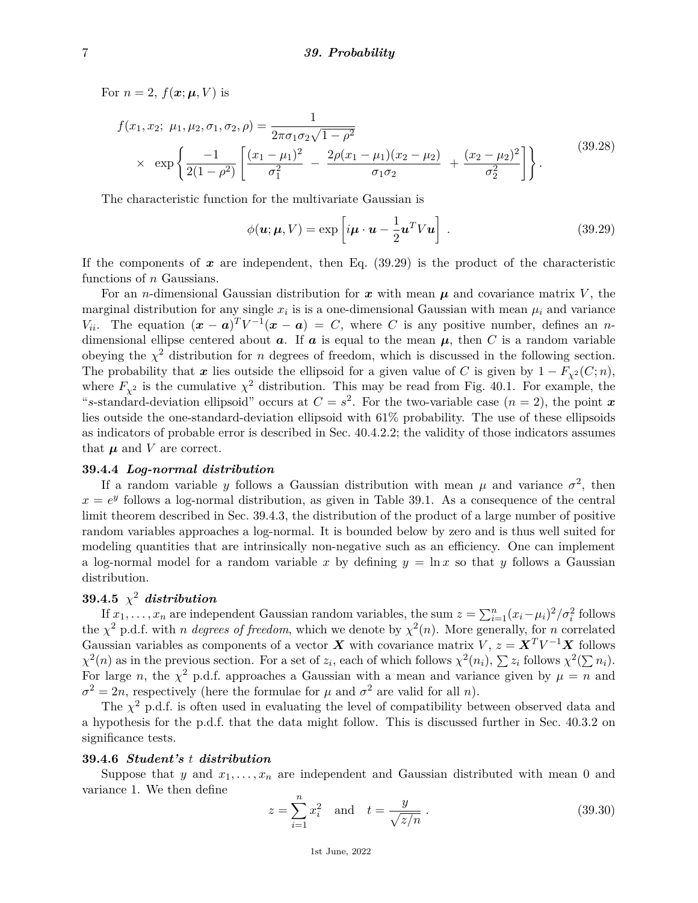For $n = 2$, $f(\boldsymbol{x}; \boldsymbol{\mu}, V)$ is

$$f(x_1, x_2;\ \mu_1, \mu_2, \sigma_1, \sigma_2, \rho) = \frac{1}{2\pi\sigma_1\sigma_2\sqrt{1-\rho^2}} \times \ \exp\left\{ \frac{-1}{2(1-\rho^2)} \left[ \frac{(x_1-\mu_1)^2}{\sigma_1^2} \ - \ \frac{2\rho(x_1-\mu_1)(x_2-\mu_2)}{\sigma_1\sigma_2} \ + \frac{(x_2-\mu_2)^2}{\sigma_2^2} \right] \right\}. \tag{39.28}$$

The characteristic function for the multivariate Gaussian is

$$\phi(\boldsymbol{u}; \boldsymbol{\mu}, V) = \exp\left[ i\boldsymbol{\mu} \cdot \boldsymbol{u} - \frac{1}{2}\boldsymbol{u}^T V \boldsymbol{u} \right] \ . \tag{39.29}$$

If the components of $\boldsymbol{x}$ are independent, then Eq. (39.29) is the product of the characteristic functions of $n$ Gaussians.

For an $n$-dimensional Gaussian distribution for $\boldsymbol{x}$ with mean $\boldsymbol{\mu}$ and covariance matrix $V$, the marginal distribution for any single $x_i$ is is a one-dimensional Gaussian with mean $\mu_i$ and variance $V_{ii}$. The equation $(\boldsymbol{x} - \boldsymbol{a})^T V^{-1} (\boldsymbol{x} - \boldsymbol{a}) = C$, where $C$ is any positive number, defines an $n$-dimensional ellipse centered about $\boldsymbol{a}$. If $\boldsymbol{a}$ is equal to the mean $\boldsymbol{\mu}$, then $C$ is a random variable obeying the $\chi^2$ distribution for $n$ degrees of freedom, which is discussed in the following section. The probability that $\boldsymbol{x}$ lies outside the ellipsoid for a given value of $C$ is given by $1 - F_{\chi^2}(C; n)$, where $F_{\chi^2}$ is the cumulative $\chi^2$ distribution. This may be read from Fig. 40.1. For example, the "$s$-standard-deviation ellipsoid" occurs at $C = s^2$. For the two-variable case ($n = 2$), the point $\boldsymbol{x}$ lies outside the one-standard-deviation ellipsoid with 61% probability. The use of these ellipsoids as indicators of probable error is described in Sec. 40.4.2.2; the validity of those indicators assumes that $\boldsymbol{\mu}$ and $V$ are correct.

### 39.4.4 *Log-normal distribution*

If a random variable $y$ follows a Gaussian distribution with mean $\mu$ and variance $\sigma^2$, then $x = e^y$ follows a log-normal distribution, as given in Table 39.1. As a consequence of the central limit theorem described in Sec. 39.4.3, the distribution of the product of a large number of positive random variables approaches a log-normal. It is bounded below by zero and is thus well suited for modeling quantities that are intrinsically non-negative such as an efficiency. One can implement a log-normal model for a random variable $x$ by defining $y = \ln x$ so that $y$ follows a Gaussian distribution.

### 39.4.5 $\chi^2$ *distribution*

If $x_1, \ldots, x_n$ are independent Gaussian random variables, the sum $z = \sum_{i=1}^{n} (x_i - \mu_i)^2/\sigma_i^2$ follows the $\chi^2$ p.d.f. with $n$ *degrees of freedom*, which we denote by $\chi^2(n)$. More generally, for $n$ correlated Gaussian variables as components of a vector $\boldsymbol{X}$ with covariance matrix $V$, $z = \boldsymbol{X}^T V^{-1} \boldsymbol{X}$ follows $\chi^2(n)$ as in the previous section. For a set of $z_i$, each of which follows $\chi^2(n_i)$, $\sum z_i$ follows $\chi^2(\sum n_i)$. For large $n$, the $\chi^2$ p.d.f. approaches a Gaussian with a mean and variance given by $\mu = n$ and $\sigma^2 = 2n$, respectively (here the formulae for $\mu$ and $\sigma^2$ are valid for all $n$).

The $\chi^2$ p.d.f. is often used in evaluating the level of compatibility between observed data and a hypothesis for the p.d.f. that the data might follow. This is discussed further in Sec. 40.3.2 on significance tests.

### 39.4.6 *Student's* $t$ *distribution*

Suppose that $y$ and $x_1, \ldots, x_n$ are independent and Gaussian distributed with mean 0 and variance 1. We then define

$$z = \sum_{i=1}^{n} x_i^2 \quad \text{and} \quad t = \frac{y}{\sqrt{z/n}} \ . \tag{39.30}$$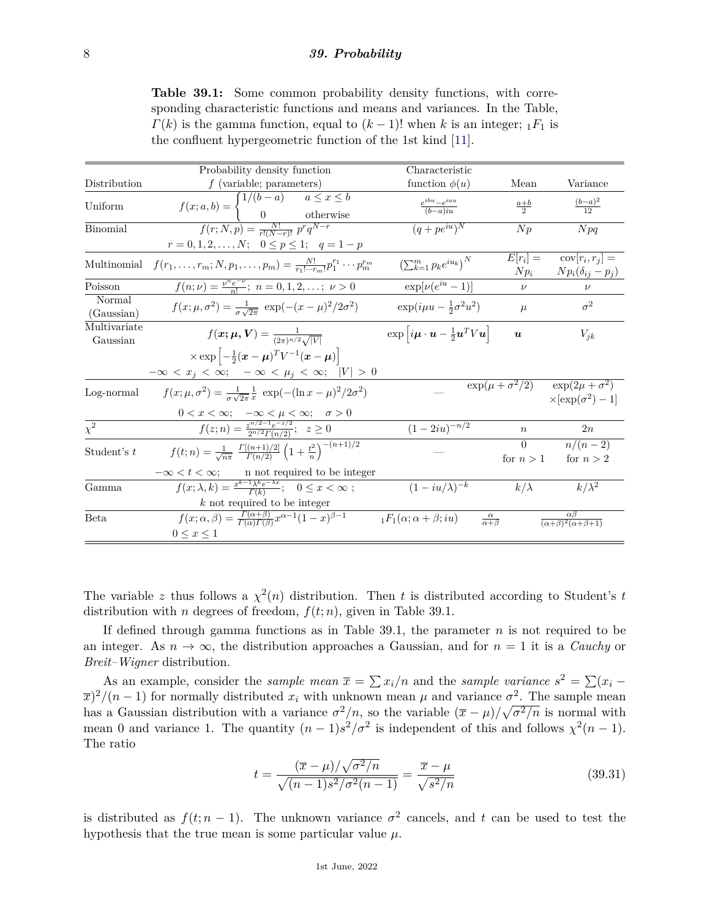**Table 39.1:** Some common probability density functions, with corresponding characteristic functions and means and variances. In the Table, $\Gamma(k)$ is the gamma function, equal to $(k-1)!$ when $k$ is an integer; ${}_1F_1$ is the confluent hypergeometric function of the 1st kind [11].

| Distribution | Probability density function $f$ (variable; parameters) | Characteristic function $\phi(u)$ | Mean | Variance |
|---|---|---|---|---|
| Uniform | $f(x;a,b) = \begin{cases} 1/(b-a) & a \le x \le b \\ 0 & \text{otherwise} \end{cases}$ | $\frac{e^{ibu}-e^{iau}}{(b-a)iu}$ | $\frac{a+b}{2}$ | $\frac{(b-a)^2}{12}$ |
| Binomial | $f(r;N,p) = \frac{N!}{r!(N-r)!}\, p^r q^{N-r}$ <br> $r = 0,1,2,\ldots,N;\quad 0 \le p \le 1;\quad q = 1-p$ | $(q+pe^{iu})^N$ | $Np$ | $Npq$ |
| Multinomial | $f(r_1,\ldots,r_m;N,p_1,\ldots,p_m) = \frac{N!}{r_1!\cdots r_m!} p_1^{r_1}\cdots p_m^{r_m}$ | $\left(\sum_{k=1}^m p_k e^{iu_k}\right)^N$ | $E[r_i] =$ $Np_i$ | $\text{cov}[r_i,r_j] =$ $Np_i(\delta_{ij}-p_j)$ |
| Poisson | $f(n;\nu) = \frac{\nu^n e^{-\nu}}{n!};\ n = 0,1,2,\ldots;\ \nu > 0$ | $\exp[\nu(e^{iu}-1)]$ | $\nu$ | $\nu$ |
| Normal (Gaussian) | $f(x;\mu,\sigma^2) = \frac{1}{\sigma\sqrt{2\pi}}\ \exp(-(x-\mu)^2/2\sigma^2)$ | $\exp(i\mu u - \frac{1}{2}\sigma^2 u^2)$ | $\mu$ | $\sigma^2$ |
| Multivariate Gaussian | $f(\boldsymbol{x};\boldsymbol{\mu},\boldsymbol{V}) = \frac{1}{(2\pi)^{n/2}\sqrt{\lvert V\rvert}}$ <br> $\times \exp\left[-\frac{1}{2}(\boldsymbol{x}-\boldsymbol{\mu})^T V^{-1}(\boldsymbol{x}-\boldsymbol{\mu})\right]$ <br> $-\infty < x_j < \infty;\quad -\infty < \mu_j < \infty;\quad \lvert V\rvert > 0$ | $\exp\left[i\boldsymbol{\mu}\cdot\boldsymbol{u} - \frac{1}{2}\boldsymbol{u}^T V\boldsymbol{u}\right]$ | $\boldsymbol{u}$ | $V_{jk}$ |
| Log-normal | $f(x;\mu,\sigma^2) = \frac{1}{\sigma\sqrt{2\pi}}\frac{1}{x}\ \exp(-(\ln x-\mu)^2/2\sigma^2)$ <br> $0 < x < \infty;\quad -\infty < \mu < \infty;\quad \sigma > 0$ | — | $\exp(\mu+\sigma^2/2)$ | $\exp(2\mu+\sigma^2)$ $\times[\exp(\sigma^2)-1]$ |
| $\chi^2$ | $f(z;n) = \frac{z^{n/2-1}e^{-z/2}}{2^{n/2}\Gamma(n/2)};\quad z \ge 0$ | $(1-2iu)^{-n/2}$ | $n$ | $2n$ |
| Student's $t$ | $f(t;n) = \frac{1}{\sqrt{n\pi}}\ \frac{\Gamma[(n+1)/2]}{\Gamma(n/2)}\left(1+\frac{t^2}{n}\right)^{-(n+1)/2}$ <br> $-\infty < t < \infty;$ n not required to be integer | — | 0 for $n > 1$ | $n/(n-2)$ for $n > 2$ |
| Gamma | $f(x;\lambda,k) = \frac{x^{k-1}\lambda^k e^{-\lambda x}}{\Gamma(k)};\quad 0 \le x < \infty$ ; <br> $k$ not required to be integer | $(1-iu/\lambda)^{-k}$ | $k/\lambda$ | $k/\lambda^2$ |
| Beta | $f(x;\alpha,\beta) = \frac{\Gamma(\alpha+\beta)}{\Gamma(\alpha)\Gamma(\beta)}x^{\alpha-1}(1-x)^{\beta-1}$ <br> $0 \le x \le 1$ | ${}_1F_1(\alpha;\alpha+\beta;iu)$ | $\frac{\alpha}{\alpha+\beta}$ | $\frac{\alpha\beta}{(\alpha+\beta)^2(\alpha+\beta+1)}$ |

The variable $z$ thus follows a $\chi^2(n)$ distribution. Then $t$ is distributed according to Student's $t$ distribution with $n$ degrees of freedom, $f(t;n)$, given in Table 39.1.

If defined through gamma functions as in Table 39.1, the parameter $n$ is not required to be an integer. As $n \to \infty$, the distribution approaches a Gaussian, and for $n = 1$ it is a *Cauchy* or *Breit–Wigner* distribution.

As an example, consider the *sample mean* $\overline{x} = \sum x_i/n$ and the *sample variance* $s^2 = \sum(x_i - \overline{x})^2/(n-1)$ for normally distributed $x_i$ with unknown mean $\mu$ and variance $\sigma^2$. The sample mean has a Gaussian distribution with a variance $\sigma^2/n$, so the variable $(\overline{x}-\mu)/\sqrt{\sigma^2/n}$ is normal with mean 0 and variance 1. The quantity $(n-1)s^2/\sigma^2$ is independent of this and follows $\chi^2(n-1)$. The ratio

$$t = \frac{(\overline{x}-\mu)/\sqrt{\sigma^2/n}}{\sqrt{(n-1)s^2/\sigma^2(n-1)}} = \frac{\overline{x}-\mu}{\sqrt{s^2/n}} \tag{39.31}$$

is distributed as $f(t;n-1)$. The unknown variance $\sigma^2$ cancels, and $t$ can be used to test the hypothesis that the true mean is some particular value $\mu$.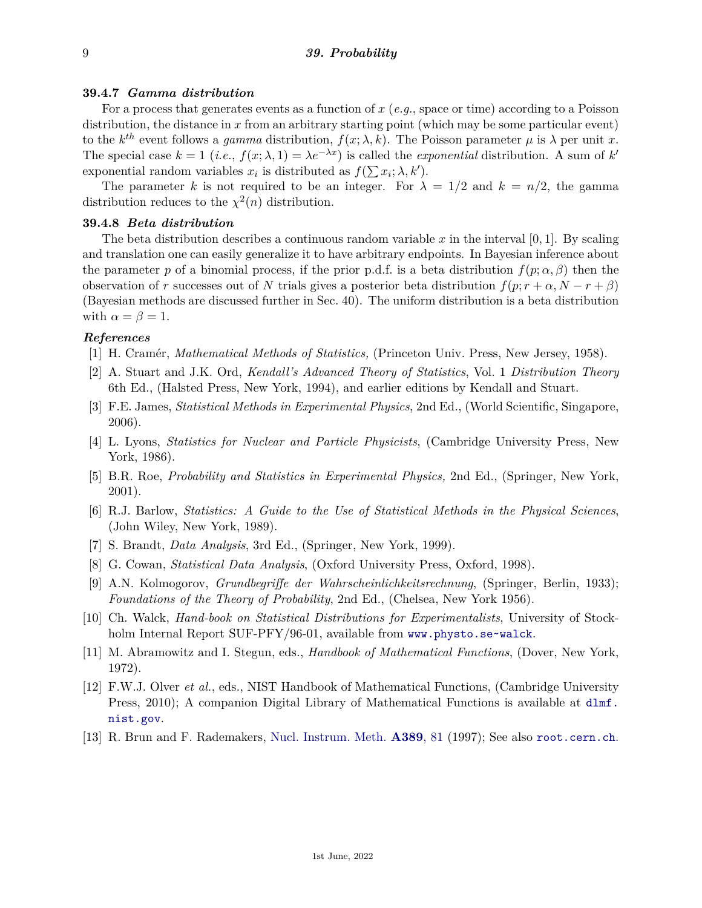### 39.4.7 *Gamma distribution*

For a process that generates events as a function of $x$ (*e.g.*, space or time) according to a Poisson distribution, the distance in $x$ from an arbitrary starting point (which may be some particular event) to the $k^{th}$ event follows a *gamma* distribution, $f(x; \lambda, k)$. The Poisson parameter $\mu$ is $\lambda$ per unit $x$. The special case $k = 1$ (*i.e.*, $f(x; \lambda, 1) = \lambda e^{-\lambda x}$) is called the *exponential* distribution. A sum of $k'$ exponential random variables $x_i$ is distributed as $f(\sum x_i; \lambda, k')$.

The parameter $k$ is not required to be an integer. For $\lambda = 1/2$ and $k = n/2$, the gamma distribution reduces to the $\chi^2(n)$ distribution.

### 39.4.8 *Beta distribution*

The beta distribution describes a continuous random variable $x$ in the interval $[0, 1]$. By scaling and translation one can easily generalize it to have arbitrary endpoints. In Bayesian inference about the parameter $p$ of a binomial process, if the prior p.d.f. is a beta distribution $f(p; \alpha, \beta)$ then the observation of $r$ successes out of $N$ trials gives a posterior beta distribution $f(p; r + \alpha, N - r + \beta)$ (Bayesian methods are discussed further in Sec. 40). The uniform distribution is a beta distribution with $\alpha = \beta = 1$.

### *References*

[1] H. Cramér, *Mathematical Methods of Statistics,* (Princeton Univ. Press, New Jersey, 1958).

[2] A. Stuart and J.K. Ord, *Kendall's Advanced Theory of Statistics*, Vol. 1 *Distribution Theory* 6th Ed., (Halsted Press, New York, 1994), and earlier editions by Kendall and Stuart.

[3] F.E. James, *Statistical Methods in Experimental Physics*, 2nd Ed., (World Scientific, Singapore, 2006).

[4] L. Lyons, *Statistics for Nuclear and Particle Physicists*, (Cambridge University Press, New York, 1986).

[5] B.R. Roe, *Probability and Statistics in Experimental Physics,* 2nd Ed., (Springer, New York, 2001).

[6] R.J. Barlow, *Statistics: A Guide to the Use of Statistical Methods in the Physical Sciences*, (John Wiley, New York, 1989).

[7] S. Brandt, *Data Analysis*, 3rd Ed., (Springer, New York, 1999).

[8] G. Cowan, *Statistical Data Analysis*, (Oxford University Press, Oxford, 1998).

[9] A.N. Kolmogorov, *Grundbegriffe der Wahrscheinlichkeitsrechnung*, (Springer, Berlin, 1933); *Foundations of the Theory of Probability*, 2nd Ed., (Chelsea, New York 1956).

[10] Ch. Walck, *Hand-book on Statistical Distributions for Experimentalists*, University of Stockholm Internal Report SUF-PFY/96-01, available from www.physto.se~walck.

[11] M. Abramowitz and I. Stegun, eds., *Handbook of Mathematical Functions*, (Dover, New York, 1972).

[12] F.W.J. Olver *et al.*, eds., NIST Handbook of Mathematical Functions, (Cambridge University Press, 2010); A companion Digital Library of Mathematical Functions is available at dlmf.nist.gov.

[13] R. Brun and F. Rademakers, Nucl. Instrum. Meth. **A389**, 81 (1997); See also root.cern.ch.